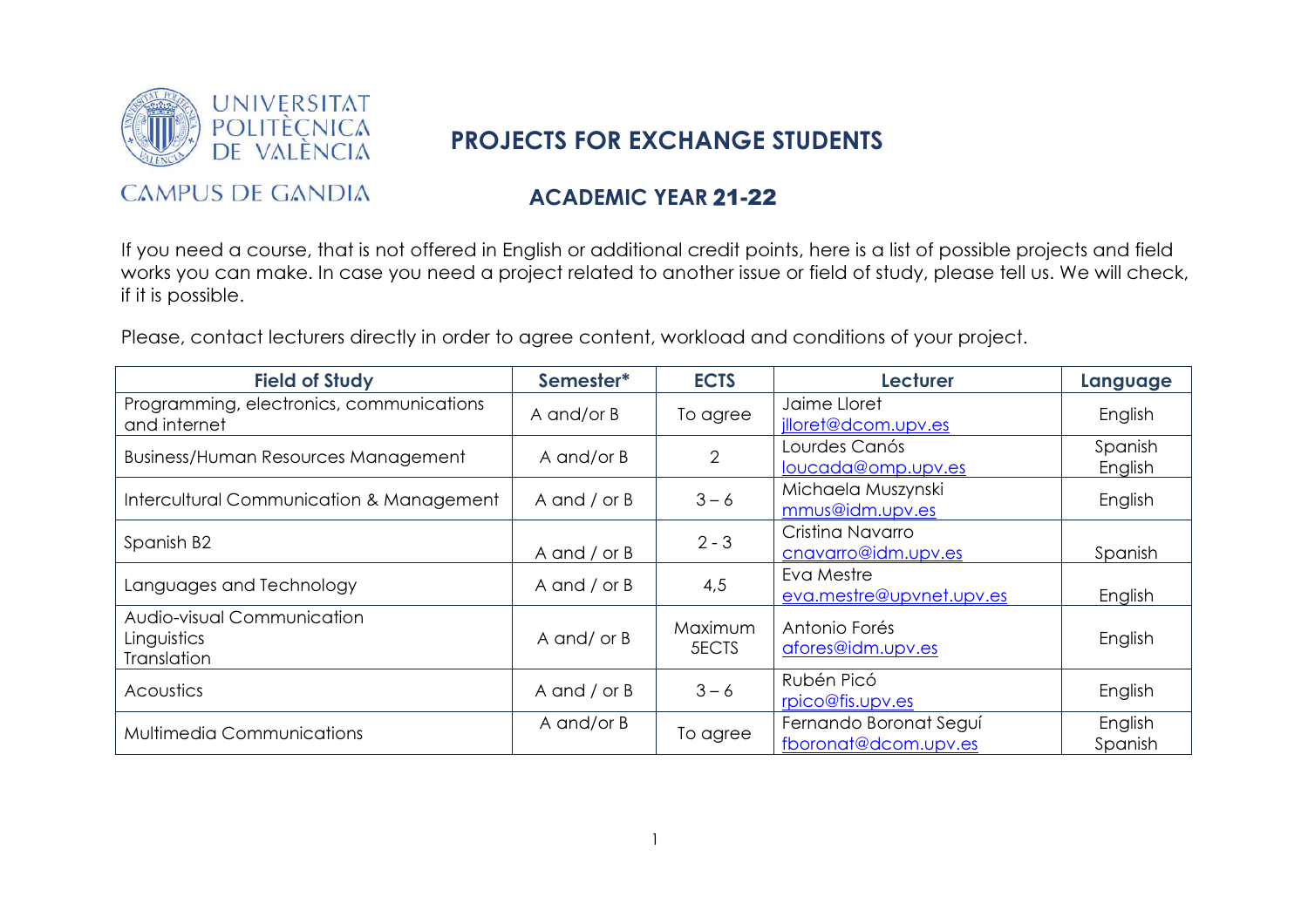UNIVERSITAT POLITÈCNICA DE VALÈNCIA

CAMPUS DE GANDIA

# PROJECTS FOR EXCHANGE STUDENTS

## ACADEMIC YEAR 21-22

If you need a course, that is not offered in English or additional credit points, here is a list of possible projects and field works you can make. In case you need a project related to another issue or field of study, please tell us. We will check, if it is possible.

Please, contact lecturers directly in order to agree content, workload and conditions of your project.

| Field of Study | Semester* | ECTS | Lecturer | Language |
|---|---|---|---|---|
| Programming, electronics, communications and internet | A and/or B | To agree | Jaime Lloret jlloret@dcom.upv.es | English |
| Business/Human Resources Management | A and/or B | 2 | Lourdes Canós loucada@omp.upv.es | Spanish English |
| Intercultural Communication & Management | A and / or B | 3 – 6 | Michaela Muszynski mmus@idm.upv.es | English |
| Spanish B2 | A and / or B | 2 - 3 | Cristina Navarro cnavarro@idm.upv.es | Spanish |
| Languages and Technology | A and / or B | 4,5 | Eva Mestre eva.mestre@upvnet.upv.es | English |
| Audio-visual Communication Linguistics Translation | A and/ or B | Maximum 5ECTS | Antonio Forés afores@idm.upv.es | English |
| Acoustics | A and / or B | 3 – 6 | Rubén Picó rpico@fis.upv.es | English |
| Multimedia Communications | A and/or B | To agree | Fernando Boronat Seguí fboronat@dcom.upv.es | English Spanish |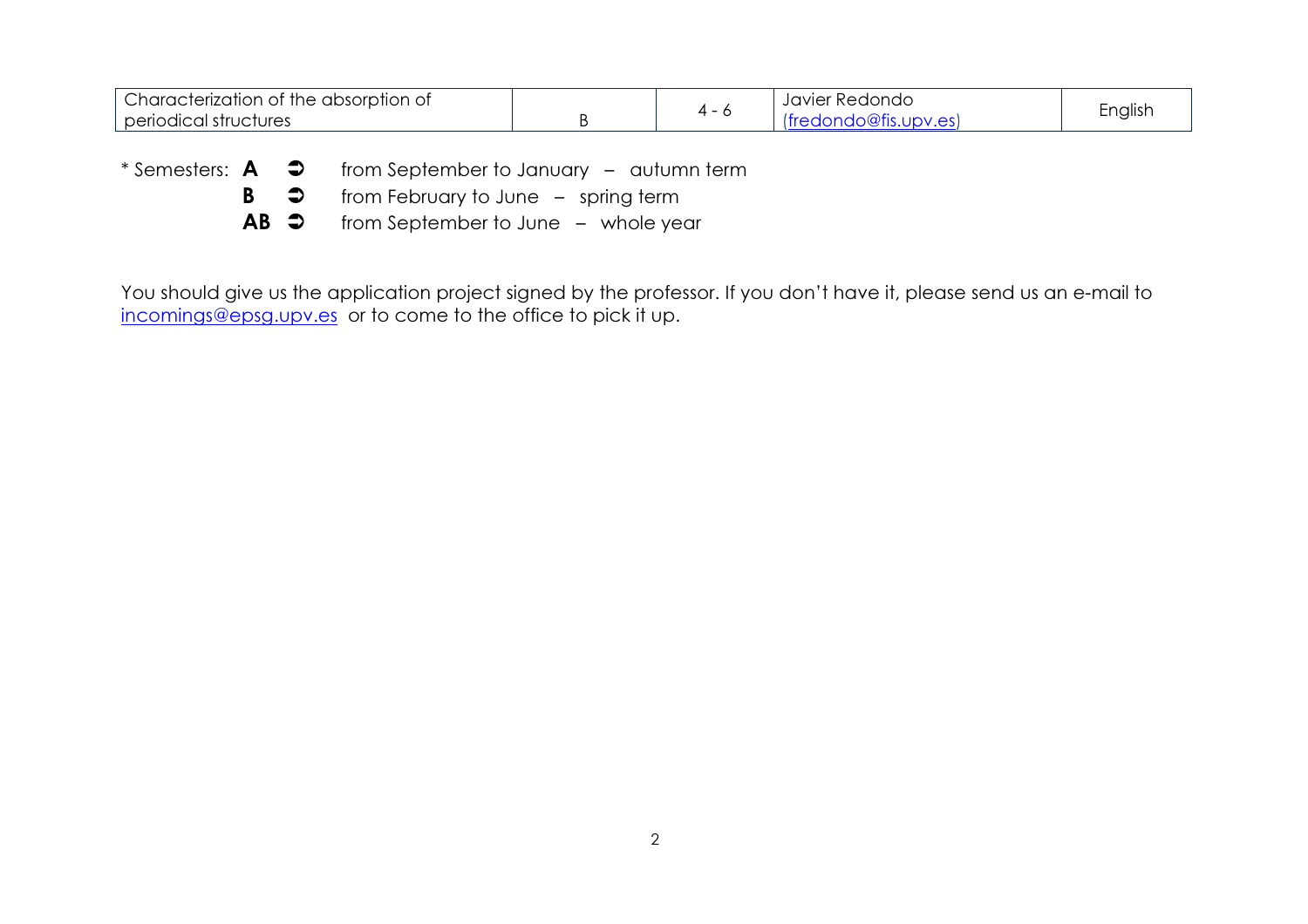| | | | | |
|---|---|---|---|---|
| Characterization of the absorption of periodical structures | B | 4 - 6 | Javier Redondo (fredondo@fis.upv.es) | English |

\* Semesters: **A** ➲ from September to January – autumn term

**B** ➲ from February to June – spring term

**AB** ➲ from September to June – whole year

You should give us the application project signed by the professor. If you don't have it, please send us an e-mail to incomings@epsg.upv.es or to come to the office to pick it up.